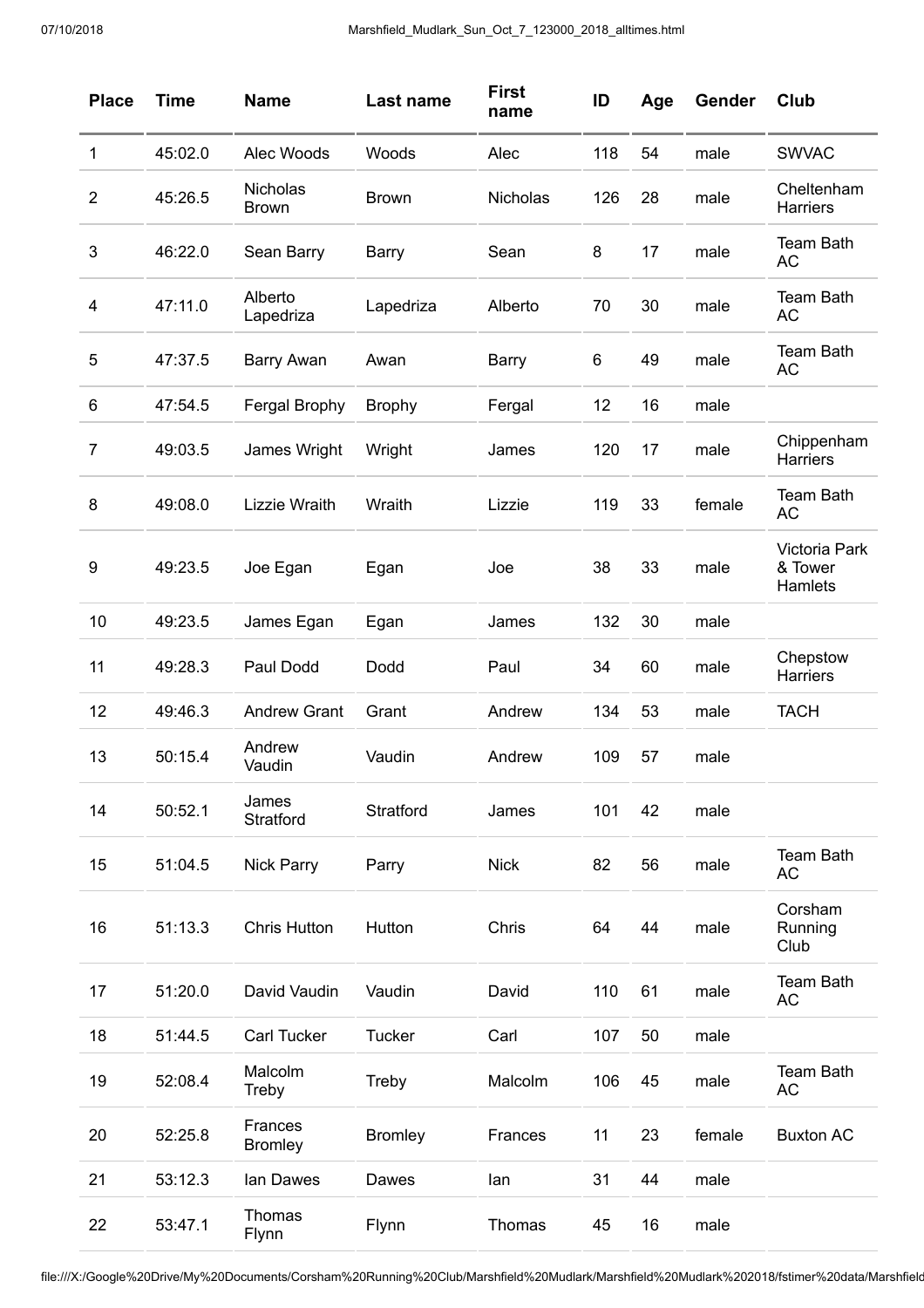| Place | Time | Name | Last name | First name | ID | Age | Gender | Club |
|---|---|---|---|---|---|---|---|---|
| 1 | 45:02.0 | Alec Woods | Woods | Alec | 118 | 54 | male | SWVAC |
| 2 | 45:26.5 | Nicholas Brown | Brown | Nicholas | 126 | 28 | male | Cheltenham Harriers |
| 3 | 46:22.0 | Sean Barry | Barry | Sean | 8 | 17 | male | Team Bath AC |
| 4 | 47:11.0 | Alberto Lapedriza | Lapedriza | Alberto | 70 | 30 | male | Team Bath AC |
| 5 | 47:37.5 | Barry Awan | Awan | Barry | 6 | 49 | male | Team Bath AC |
| 6 | 47:54.5 | Fergal Brophy | Brophy | Fergal | 12 | 16 | male | |
| 7 | 49:03.5 | James Wright | Wright | James | 120 | 17 | male | Chippenham Harriers |
| 8 | 49:08.0 | Lizzie Wraith | Wraith | Lizzie | 119 | 33 | female | Team Bath AC |
| 9 | 49:23.5 | Joe Egan | Egan | Joe | 38 | 33 | male | Victoria Park & Tower Hamlets |
| 10 | 49:23.5 | James Egan | Egan | James | 132 | 30 | male | |
| 11 | 49:28.3 | Paul Dodd | Dodd | Paul | 34 | 60 | male | Chepstow Harriers |
| 12 | 49:46.3 | Andrew Grant | Grant | Andrew | 134 | 53 | male | TACH |
| 13 | 50:15.4 | Andrew Vaudin | Vaudin | Andrew | 109 | 57 | male | |
| 14 | 50:52.1 | James Stratford | Stratford | James | 101 | 42 | male | |
| 15 | 51:04.5 | Nick Parry | Parry | Nick | 82 | 56 | male | Team Bath AC |
| 16 | 51:13.3 | Chris Hutton | Hutton | Chris | 64 | 44 | male | Corsham Running Club |
| 17 | 51:20.0 | David Vaudin | Vaudin | David | 110 | 61 | male | Team Bath AC |
| 18 | 51:44.5 | Carl Tucker | Tucker | Carl | 107 | 50 | male | |
| 19 | 52:08.4 | Malcolm Treby | Treby | Malcolm | 106 | 45 | male | Team Bath AC |
| 20 | 52:25.8 | Frances Bromley | Bromley | Frances | 11 | 23 | female | Buxton AC |
| 21 | 53:12.3 | Ian Dawes | Dawes | Ian | 31 | 44 | male | |
| 22 | 53:47.1 | Thomas Flynn | Flynn | Thomas | 45 | 16 | male | |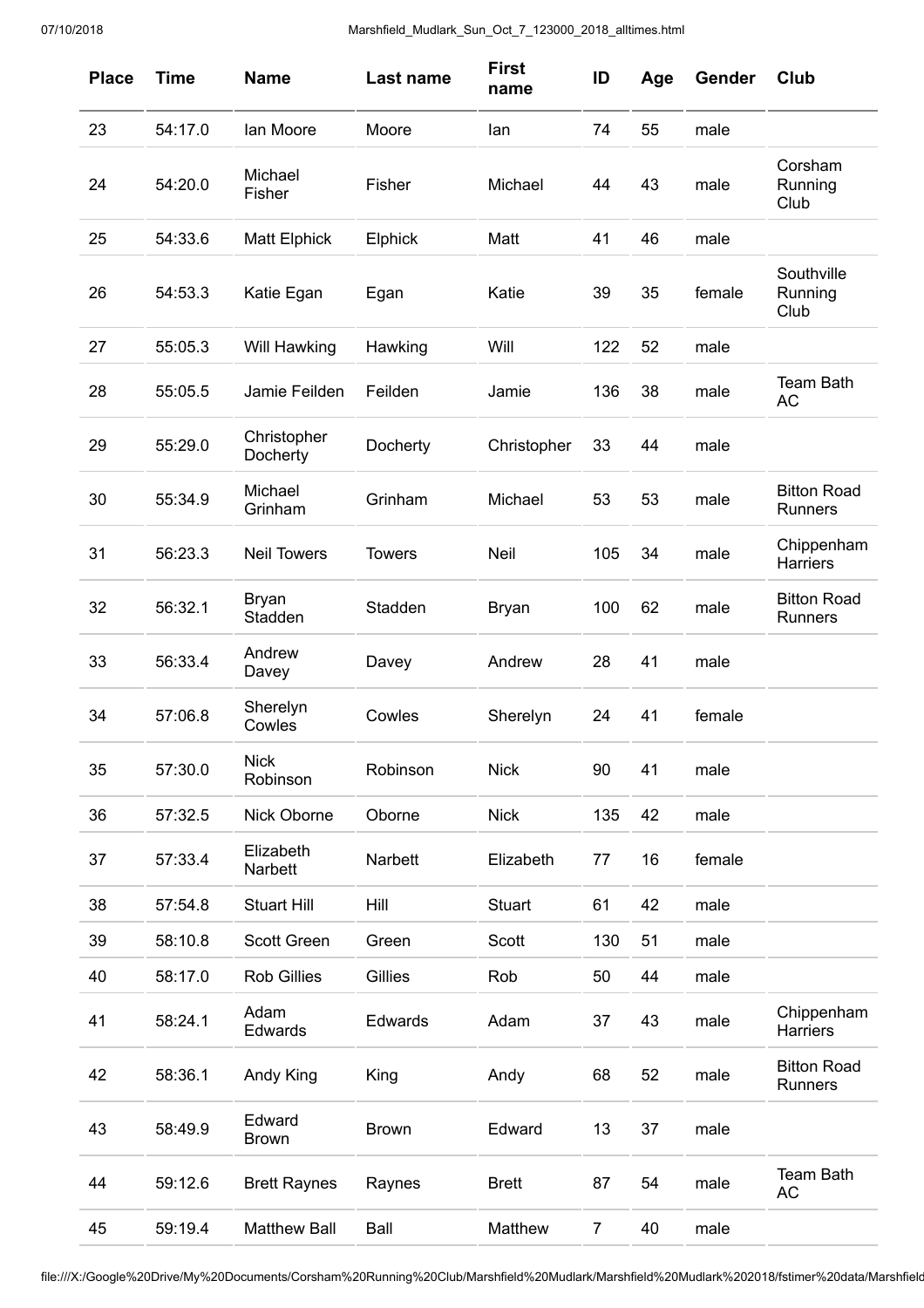| Place | Time | Name | Last name | First name | ID | Age | Gender | Club |
|---|---|---|---|---|---|---|---|---|
| 23 | 54:17.0 | Ian Moore | Moore | Ian | 74 | 55 | male | |
| 24 | 54:20.0 | Michael Fisher | Fisher | Michael | 44 | 43 | male | Corsham Running Club |
| 25 | 54:33.6 | Matt Elphick | Elphick | Matt | 41 | 46 | male | |
| 26 | 54:53.3 | Katie Egan | Egan | Katie | 39 | 35 | female | Southville Running Club |
| 27 | 55:05.3 | Will Hawking | Hawking | Will | 122 | 52 | male | |
| 28 | 55:05.5 | Jamie Feilden | Feilden | Jamie | 136 | 38 | male | Team Bath AC |
| 29 | 55:29.0 | Christopher Docherty | Docherty | Christopher | 33 | 44 | male | |
| 30 | 55:34.9 | Michael Grinham | Grinham | Michael | 53 | 53 | male | Bitton Road Runners |
| 31 | 56:23.3 | Neil Towers | Towers | Neil | 105 | 34 | male | Chippenham Harriers |
| 32 | 56:32.1 | Bryan Stadden | Stadden | Bryan | 100 | 62 | male | Bitton Road Runners |
| 33 | 56:33.4 | Andrew Davey | Davey | Andrew | 28 | 41 | male | |
| 34 | 57:06.8 | Sherelyn Cowles | Cowles | Sherelyn | 24 | 41 | female | |
| 35 | 57:30.0 | Nick Robinson | Robinson | Nick | 90 | 41 | male | |
| 36 | 57:32.5 | Nick Oborne | Oborne | Nick | 135 | 42 | male | |
| 37 | 57:33.4 | Elizabeth Narbett | Narbett | Elizabeth | 77 | 16 | female | |
| 38 | 57:54.8 | Stuart Hill | Hill | Stuart | 61 | 42 | male | |
| 39 | 58:10.8 | Scott Green | Green | Scott | 130 | 51 | male | |
| 40 | 58:17.0 | Rob Gillies | Gillies | Rob | 50 | 44 | male | |
| 41 | 58:24.1 | Adam Edwards | Edwards | Adam | 37 | 43 | male | Chippenham Harriers |
| 42 | 58:36.1 | Andy King | King | Andy | 68 | 52 | male | Bitton Road Runners |
| 43 | 58:49.9 | Edward Brown | Brown | Edward | 13 | 37 | male | |
| 44 | 59:12.6 | Brett Raynes | Raynes | Brett | 87 | 54 | male | Team Bath AC |
| 45 | 59:19.4 | Matthew Ball | Ball | Matthew | 7 | 40 | male | |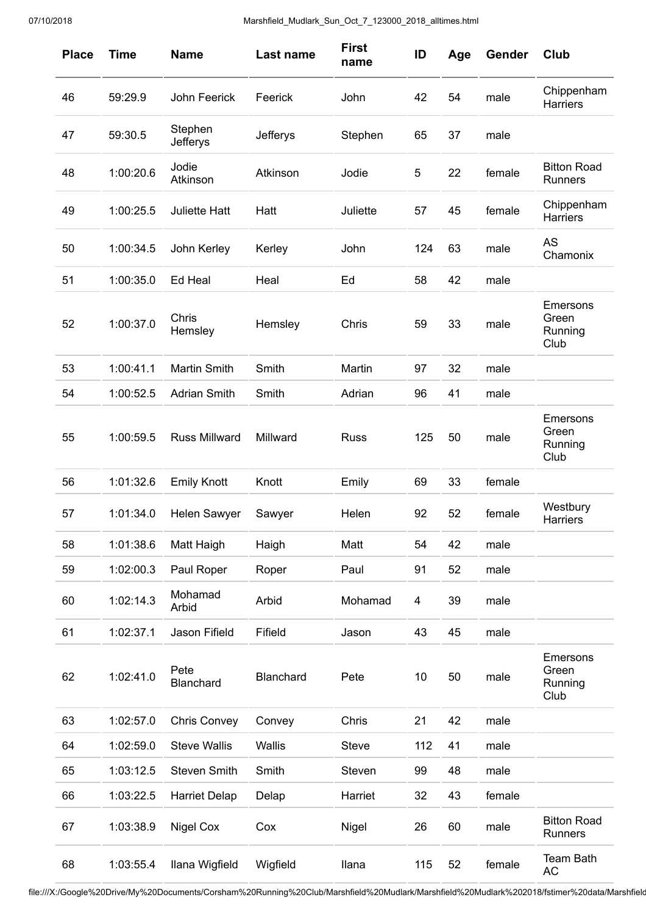| Place | Time | Name | Last name | First name | ID | Age | Gender | Club |
|---|---|---|---|---|---|---|---|---|
| 46 | 59:29.9 | John Feerick | Feerick | John | 42 | 54 | male | Chippenham Harriers |
| 47 | 59:30.5 | Stephen Jefferys | Jefferys | Stephen | 65 | 37 | male | |
| 48 | 1:00:20.6 | Jodie Atkinson | Atkinson | Jodie | 5 | 22 | female | Bitton Road Runners |
| 49 | 1:00:25.5 | Juliette Hatt | Hatt | Juliette | 57 | 45 | female | Chippenham Harriers |
| 50 | 1:00:34.5 | John Kerley | Kerley | John | 124 | 63 | male | AS Chamonix |
| 51 | 1:00:35.0 | Ed Heal | Heal | Ed | 58 | 42 | male | |
| 52 | 1:00:37.0 | Chris Hemsley | Hemsley | Chris | 59 | 33 | male | Emersons Green Running Club |
| 53 | 1:00:41.1 | Martin Smith | Smith | Martin | 97 | 32 | male | |
| 54 | 1:00:52.5 | Adrian Smith | Smith | Adrian | 96 | 41 | male | |
| 55 | 1:00:59.5 | Russ Millward | Millward | Russ | 125 | 50 | male | Emersons Green Running Club |
| 56 | 1:01:32.6 | Emily Knott | Knott | Emily | 69 | 33 | female | |
| 57 | 1:01:34.0 | Helen Sawyer | Sawyer | Helen | 92 | 52 | female | Westbury Harriers |
| 58 | 1:01:38.6 | Matt Haigh | Haigh | Matt | 54 | 42 | male | |
| 59 | 1:02:00.3 | Paul Roper | Roper | Paul | 91 | 52 | male | |
| 60 | 1:02:14.3 | Mohamad Arbid | Arbid | Mohamad | 4 | 39 | male | |
| 61 | 1:02:37.1 | Jason Fifield | Fifield | Jason | 43 | 45 | male | |
| 62 | 1:02:41.0 | Pete Blanchard | Blanchard | Pete | 10 | 50 | male | Emersons Green Running Club |
| 63 | 1:02:57.0 | Chris Convey | Convey | Chris | 21 | 42 | male | |
| 64 | 1:02:59.0 | Steve Wallis | Wallis | Steve | 112 | 41 | male | |
| 65 | 1:03:12.5 | Steven Smith | Smith | Steven | 99 | 48 | male | |
| 66 | 1:03:22.5 | Harriet Delap | Delap | Harriet | 32 | 43 | female | |
| 67 | 1:03:38.9 | Nigel Cox | Cox | Nigel | 26 | 60 | male | Bitton Road Runners |
| 68 | 1:03:55.4 | Ilana Wigfield | Wigfield | Ilana | 115 | 52 | female | Team Bath AC |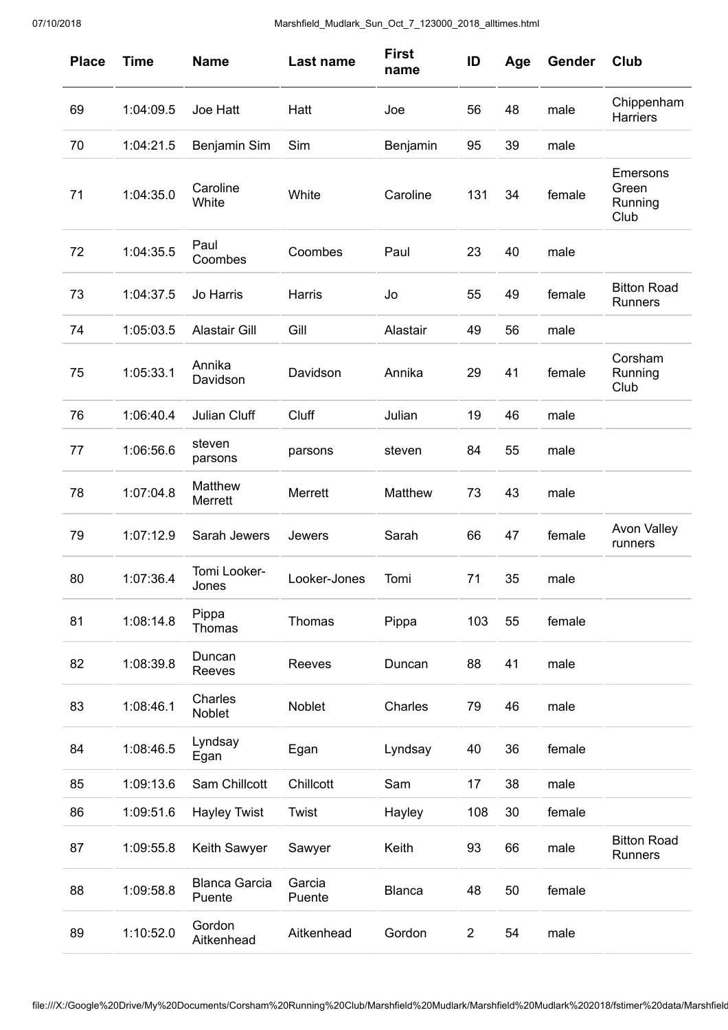| Place | Time | Name | Last name | First name | ID | Age | Gender | Club |
|---|---|---|---|---|---|---|---|---|
| 69 | 1:04:09.5 | Joe Hatt | Hatt | Joe | 56 | 48 | male | Chippenham Harriers |
| 70 | 1:04:21.5 | Benjamin Sim | Sim | Benjamin | 95 | 39 | male | |
| 71 | 1:04:35.0 | Caroline White | White | Caroline | 131 | 34 | female | Emersons Green Running Club |
| 72 | 1:04:35.5 | Paul Coombes | Coombes | Paul | 23 | 40 | male | |
| 73 | 1:04:37.5 | Jo Harris | Harris | Jo | 55 | 49 | female | Bitton Road Runners |
| 74 | 1:05:03.5 | Alastair Gill | Gill | Alastair | 49 | 56 | male | |
| 75 | 1:05:33.1 | Annika Davidson | Davidson | Annika | 29 | 41 | female | Corsham Running Club |
| 76 | 1:06:40.4 | Julian Cluff | Cluff | Julian | 19 | 46 | male | |
| 77 | 1:06:56.6 | steven parsons | parsons | steven | 84 | 55 | male | |
| 78 | 1:07:04.8 | Matthew Merrett | Merrett | Matthew | 73 | 43 | male | |
| 79 | 1:07:12.9 | Sarah Jewers | Jewers | Sarah | 66 | 47 | female | Avon Valley runners |
| 80 | 1:07:36.4 | Tomi Looker-Jones | Looker-Jones | Tomi | 71 | 35 | male | |
| 81 | 1:08:14.8 | Pippa Thomas | Thomas | Pippa | 103 | 55 | female | |
| 82 | 1:08:39.8 | Duncan Reeves | Reeves | Duncan | 88 | 41 | male | |
| 83 | 1:08:46.1 | Charles Noblet | Noblet | Charles | 79 | 46 | male | |
| 84 | 1:08:46.5 | Lyndsay Egan | Egan | Lyndsay | 40 | 36 | female | |
| 85 | 1:09:13.6 | Sam Chillcott | Chillcott | Sam | 17 | 38 | male | |
| 86 | 1:09:51.6 | Hayley Twist | Twist | Hayley | 108 | 30 | female | |
| 87 | 1:09:55.8 | Keith Sawyer | Sawyer | Keith | 93 | 66 | male | Bitton Road Runners |
| 88 | 1:09:58.8 | Blanca Garcia Puente | Garcia Puente | Blanca | 48 | 50 | female | |
| 89 | 1:10:52.0 | Gordon Aitkenhead | Aitkenhead | Gordon | 2 | 54 | male | |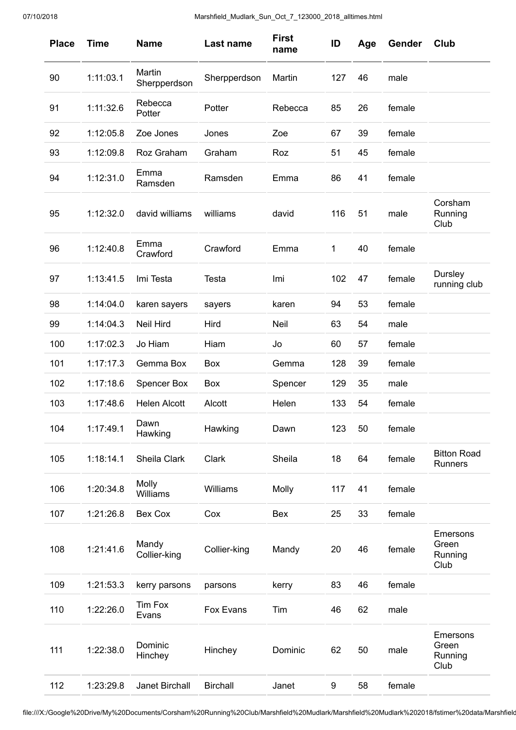| Place | Time | Name | Last name | First name | ID | Age | Gender | Club |
|---|---|---|---|---|---|---|---|---|
| 90 | 1:11:03.1 | Martin Sherpperdson | Sherpperdson | Martin | 127 | 46 | male | |
| 91 | 1:11:32.6 | Rebecca Potter | Potter | Rebecca | 85 | 26 | female | |
| 92 | 1:12:05.8 | Zoe Jones | Jones | Zoe | 67 | 39 | female | |
| 93 | 1:12:09.8 | Roz Graham | Graham | Roz | 51 | 45 | female | |
| 94 | 1:12:31.0 | Emma Ramsden | Ramsden | Emma | 86 | 41 | female | |
| 95 | 1:12:32.0 | david williams | williams | david | 116 | 51 | male | Corsham Running Club |
| 96 | 1:12:40.8 | Emma Crawford | Crawford | Emma | 1 | 40 | female | |
| 97 | 1:13:41.5 | Imi Testa | Testa | Imi | 102 | 47 | female | Dursley running club |
| 98 | 1:14:04.0 | karen sayers | sayers | karen | 94 | 53 | female | |
| 99 | 1:14:04.3 | Neil Hird | Hird | Neil | 63 | 54 | male | |
| 100 | 1:17:02.3 | Jo Hiam | Hiam | Jo | 60 | 57 | female | |
| 101 | 1:17:17.3 | Gemma Box | Box | Gemma | 128 | 39 | female | |
| 102 | 1:17:18.6 | Spencer Box | Box | Spencer | 129 | 35 | male | |
| 103 | 1:17:48.6 | Helen Alcott | Alcott | Helen | 133 | 54 | female | |
| 104 | 1:17:49.1 | Dawn Hawking | Hawking | Dawn | 123 | 50 | female | |
| 105 | 1:18:14.1 | Sheila Clark | Clark | Sheila | 18 | 64 | female | Bitton Road Runners |
| 106 | 1:20:34.8 | Molly Williams | Williams | Molly | 117 | 41 | female | |
| 107 | 1:21:26.8 | Bex Cox | Cox | Bex | 25 | 33 | female | |
| 108 | 1:21:41.6 | Mandy Collier-king | Collier-king | Mandy | 20 | 46 | female | Emersons Green Running Club |
| 109 | 1:21:53.3 | kerry parsons | parsons | kerry | 83 | 46 | female | |
| 110 | 1:22:26.0 | Tim Fox Evans | Fox Evans | Tim | 46 | 62 | male | |
| 111 | 1:22:38.0 | Dominic Hinchey | Hinchey | Dominic | 62 | 50 | male | Emersons Green Running Club |
| 112 | 1:23:29.8 | Janet Birchall | Birchall | Janet | 9 | 58 | female | |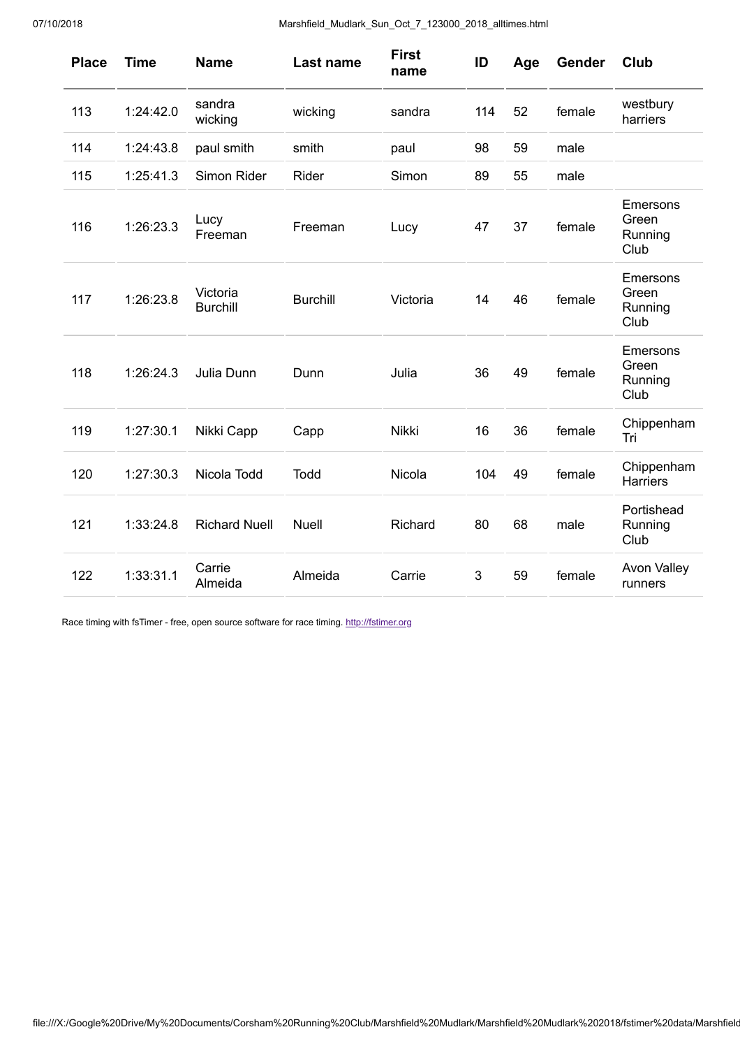| Place | Time | Name | Last name | First name | ID | Age | Gender | Club |
|---|---|---|---|---|---|---|---|---|
| 113 | 1:24:42.0 | sandra wicking | wicking | sandra | 114 | 52 | female | westbury harriers |
| 114 | 1:24:43.8 | paul smith | smith | paul | 98 | 59 | male | |
| 115 | 1:25:41.3 | Simon Rider | Rider | Simon | 89 | 55 | male | |
| 116 | 1:26:23.3 | Lucy Freeman | Freeman | Lucy | 47 | 37 | female | Emersons Green Running Club |
| 117 | 1:26:23.8 | Victoria Burchill | Burchill | Victoria | 14 | 46 | female | Emersons Green Running Club |
| 118 | 1:26:24.3 | Julia Dunn | Dunn | Julia | 36 | 49 | female | Emersons Green Running Club |
| 119 | 1:27:30.1 | Nikki Capp | Capp | Nikki | 16 | 36 | female | Chippenham Tri |
| 120 | 1:27:30.3 | Nicola Todd | Todd | Nicola | 104 | 49 | female | Chippenham Harriers |
| 121 | 1:33:24.8 | Richard Nuell | Nuell | Richard | 80 | 68 | male | Portishead Running Club |
| 122 | 1:33:31.1 | Carrie Almeida | Almeida | Carrie | 3 | 59 | female | Avon Valley runners |

Race timing with fsTimer - free, open source software for race timing. http://fstimer.org